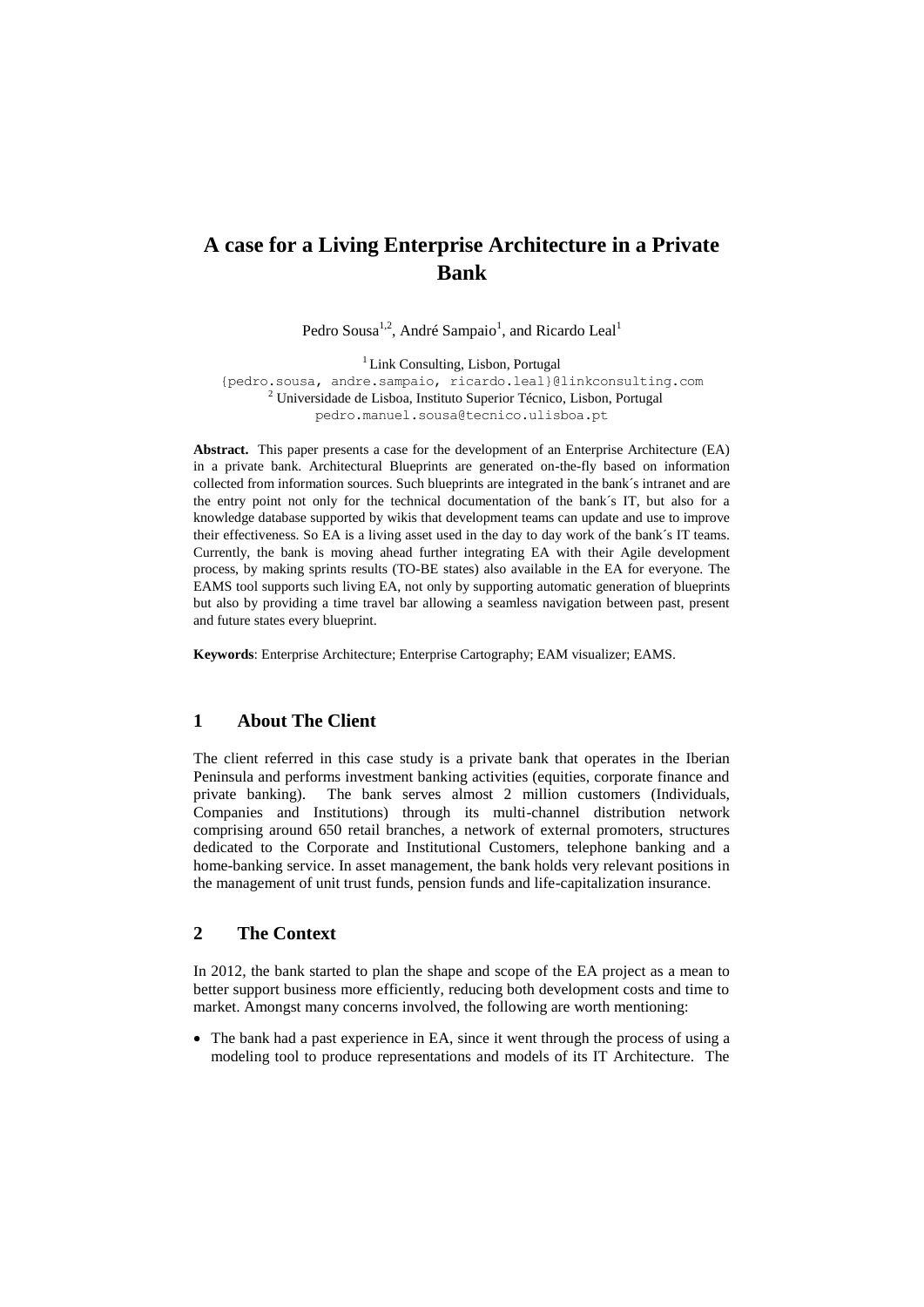# A case for a Living Enterprise Architecture in a Private Bank

Pedro Sousa[1,2], André Sampaio[1], and Ricardo Leal[1]

[1] Link Consulting, Lisbon, Portugal
{pedro.sousa, andre.sampaio, ricardo.leal}@linkconsulting.com
[2] Universidade de Lisboa, Instituto Superior Técnico, Lisbon, Portugal
pedro.manuel.sousa@tecnico.ulisboa.pt

**Abstract.** This paper presents a case for the development of an Enterprise Architecture (EA) in a private bank. Architectural Blueprints are generated on-the-fly based on information collected from information sources. Such blueprints are integrated in the bank´s intranet and are the entry point not only for the technical documentation of the bank´s IT, but also for a knowledge database supported by wikis that development teams can update and use to improve their effectiveness. So EA is a living asset used in the day to day work of the bank´s IT teams. Currently, the bank is moving ahead further integrating EA with their Agile development process, by making sprints results (TO-BE states) also available in the EA for everyone. The EAMS tool supports such living EA, not only by supporting automatic generation of blueprints but also by providing a time travel bar allowing a seamless navigation between past, present and future states every blueprint.

**Keywords**: Enterprise Architecture; Enterprise Cartography; EAM visualizer; EAMS.

## 1 About The Client

The client referred in this case study is a private bank that operates in the Iberian Peninsula and performs investment banking activities (equities, corporate finance and private banking). The bank serves almost 2 million customers (Individuals, Companies and Institutions) through its multi-channel distribution network comprising around 650 retail branches, a network of external promoters, structures dedicated to the Corporate and Institutional Customers, telephone banking and a home-banking service. In asset management, the bank holds very relevant positions in the management of unit trust funds, pension funds and life-capitalization insurance.

## 2 The Context

In 2012, the bank started to plan the shape and scope of the EA project as a mean to better support business more efficiently, reducing both development costs and time to market. Amongst many concerns involved, the following are worth mentioning:

- The bank had a past experience in EA, since it went through the process of using a modeling tool to produce representations and models of its IT Architecture. The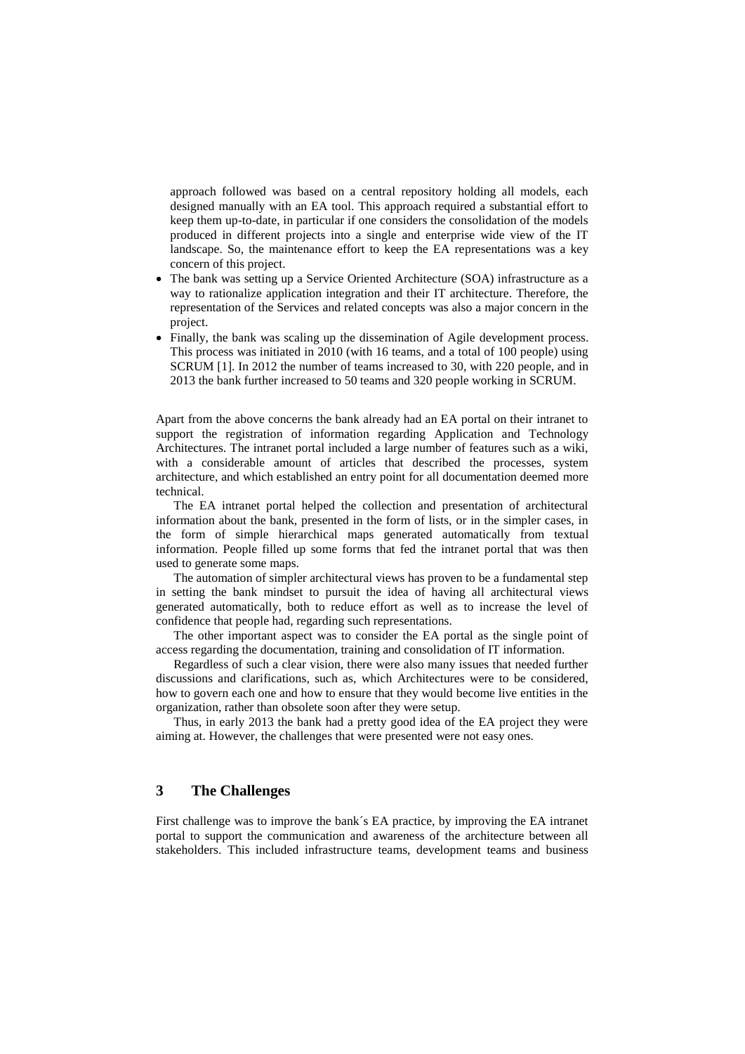approach followed was based on a central repository holding all models, each designed manually with an EA tool. This approach required a substantial effort to keep them up-to-date, in particular if one considers the consolidation of the models produced in different projects into a single and enterprise wide view of the IT landscape. So, the maintenance effort to keep the EA representations was a key concern of this project.

- The bank was setting up a Service Oriented Architecture (SOA) infrastructure as a way to rationalize application integration and their IT architecture. Therefore, the representation of the Services and related concepts was also a major concern in the project.
- Finally, the bank was scaling up the dissemination of Agile development process. This process was initiated in 2010 (with 16 teams, and a total of 100 people) using SCRUM [1]. In 2012 the number of teams increased to 30, with 220 people, and in 2013 the bank further increased to 50 teams and 320 people working in SCRUM.

Apart from the above concerns the bank already had an EA portal on their intranet to support the registration of information regarding Application and Technology Architectures. The intranet portal included a large number of features such as a wiki, with a considerable amount of articles that described the processes, system architecture, and which established an entry point for all documentation deemed more technical.

The EA intranet portal helped the collection and presentation of architectural information about the bank, presented in the form of lists, or in the simpler cases, in the form of simple hierarchical maps generated automatically from textual information. People filled up some forms that fed the intranet portal that was then used to generate some maps.

The automation of simpler architectural views has proven to be a fundamental step in setting the bank mindset to pursuit the idea of having all architectural views generated automatically, both to reduce effort as well as to increase the level of confidence that people had, regarding such representations.

The other important aspect was to consider the EA portal as the single point of access regarding the documentation, training and consolidation of IT information.

Regardless of such a clear vision, there were also many issues that needed further discussions and clarifications, such as, which Architectures were to be considered, how to govern each one and how to ensure that they would become live entities in the organization, rather than obsolete soon after they were setup.

Thus, in early 2013 the bank had a pretty good idea of the EA project they were aiming at. However, the challenges that were presented were not easy ones.

## 3 The Challenges

First challenge was to improve the bank´s EA practice, by improving the EA intranet portal to support the communication and awareness of the architecture between all stakeholders. This included infrastructure teams, development teams and business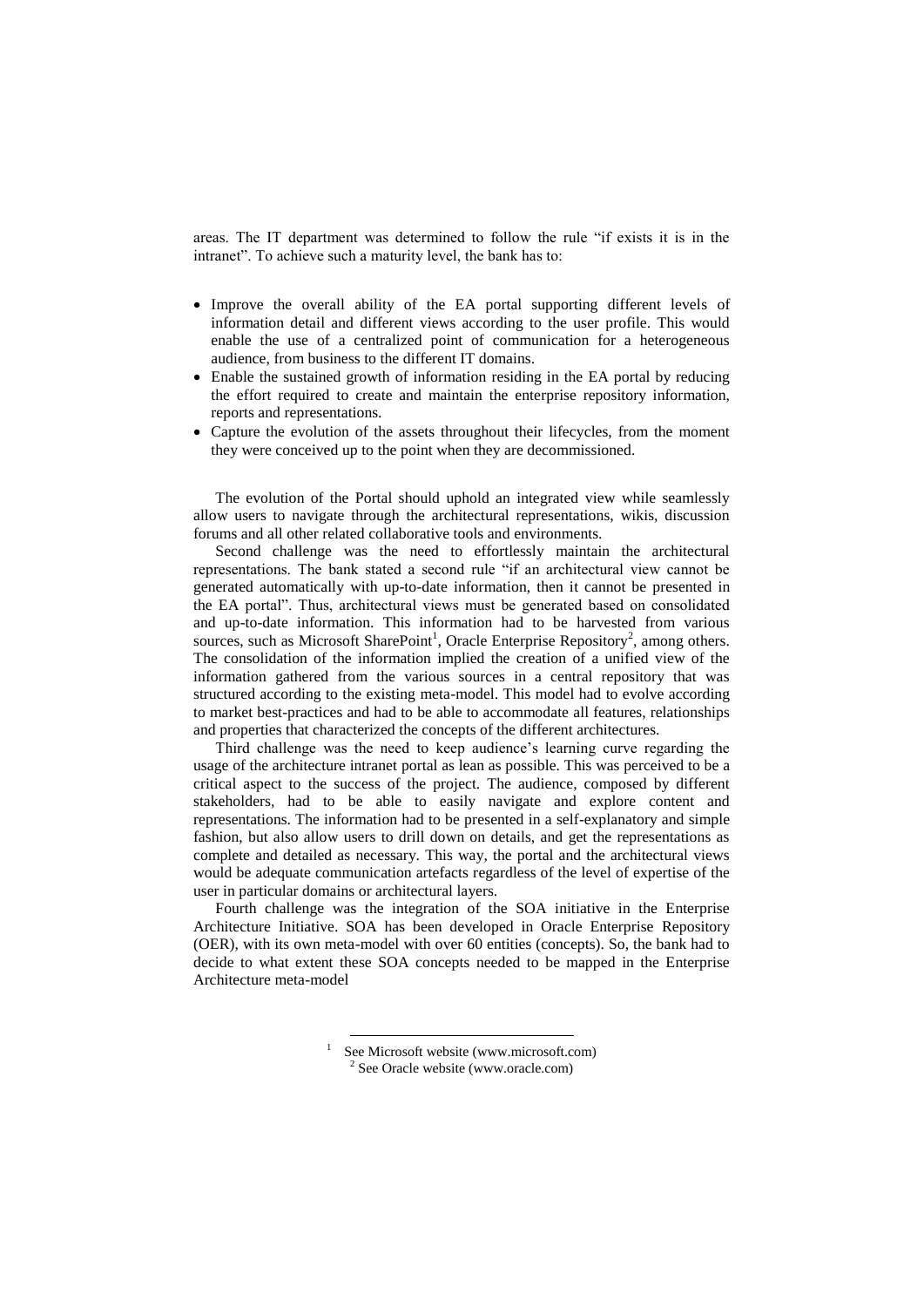areas. The IT department was determined to follow the rule "if exists it is in the intranet". To achieve such a maturity level, the bank has to:

- Improve the overall ability of the EA portal supporting different levels of information detail and different views according to the user profile. This would enable the use of a centralized point of communication for a heterogeneous audience, from business to the different IT domains.
- Enable the sustained growth of information residing in the EA portal by reducing the effort required to create and maintain the enterprise repository information, reports and representations.
- Capture the evolution of the assets throughout their lifecycles, from the moment they were conceived up to the point when they are decommissioned.

The evolution of the Portal should uphold an integrated view while seamlessly allow users to navigate through the architectural representations, wikis, discussion forums and all other related collaborative tools and environments.

Second challenge was the need to effortlessly maintain the architectural representations. The bank stated a second rule "if an architectural view cannot be generated automatically with up-to-date information, then it cannot be presented in the EA portal". Thus, architectural views must be generated based on consolidated and up-to-date information. This information had to be harvested from various sources, such as Microsoft SharePoint[1], Oracle Enterprise Repository[2], among others. The consolidation of the information implied the creation of a unified view of the information gathered from the various sources in a central repository that was structured according to the existing meta-model. This model had to evolve according to market best-practices and had to be able to accommodate all features, relationships and properties that characterized the concepts of the different architectures.

Third challenge was the need to keep audience's learning curve regarding the usage of the architecture intranet portal as lean as possible. This was perceived to be a critical aspect to the success of the project. The audience, composed by different stakeholders, had to be able to easily navigate and explore content and representations. The information had to be presented in a self-explanatory and simple fashion, but also allow users to drill down on details, and get the representations as complete and detailed as necessary. This way, the portal and the architectural views would be adequate communication artefacts regardless of the level of expertise of the user in particular domains or architectural layers.

Fourth challenge was the integration of the SOA initiative in the Enterprise Architecture Initiative. SOA has been developed in Oracle Enterprise Repository (OER), with its own meta-model with over 60 entities (concepts). So, the bank had to decide to what extent these SOA concepts needed to be mapped in the Enterprise Architecture meta-model

[1] See Microsoft website (www.microsoft.com)
[2] See Oracle website (www.oracle.com)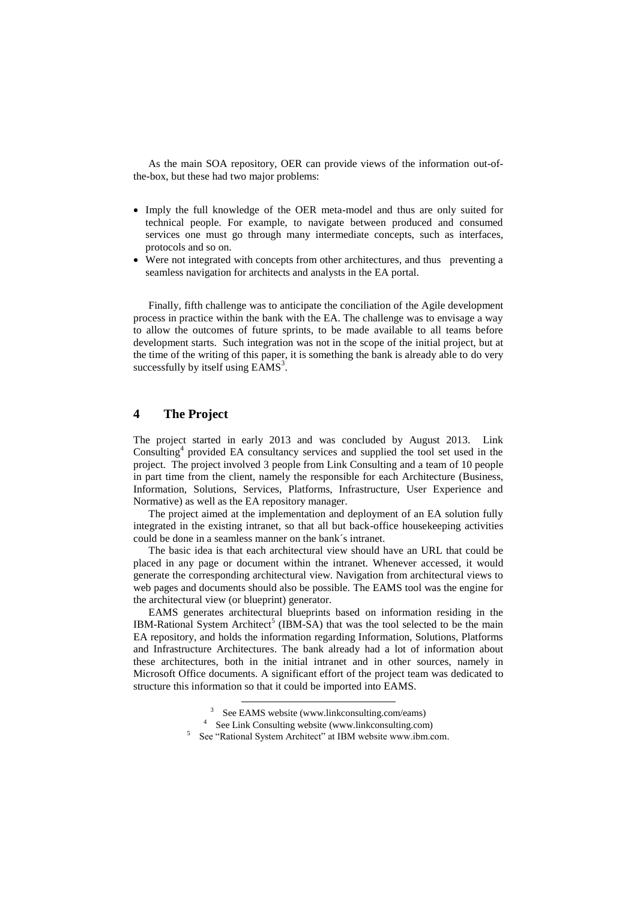As the main SOA repository, OER can provide views of the information out-of-the-box, but these had two major problems:

- Imply the full knowledge of the OER meta-model and thus are only suited for technical people. For example, to navigate between produced and consumed services one must go through many intermediate concepts, such as interfaces, protocols and so on.
- Were not integrated with concepts from other architectures, and thus preventing a seamless navigation for architects and analysts in the EA portal.

Finally, fifth challenge was to anticipate the conciliation of the Agile development process in practice within the bank with the EA. The challenge was to envisage a way to allow the outcomes of future sprints, to be made available to all teams before development starts. Such integration was not in the scope of the initial project, but at the time of the writing of this paper, it is something the bank is already able to do very successfully by itself using EAMS[3].

## 4 The Project

The project started in early 2013 and was concluded by August 2013. Link Consulting[4] provided EA consultancy services and supplied the tool set used in the project. The project involved 3 people from Link Consulting and a team of 10 people in part time from the client, namely the responsible for each Architecture (Business, Information, Solutions, Services, Platforms, Infrastructure, User Experience and Normative) as well as the EA repository manager.

The project aimed at the implementation and deployment of an EA solution fully integrated in the existing intranet, so that all but back-office housekeeping activities could be done in a seamless manner on the bank´s intranet.

The basic idea is that each architectural view should have an URL that could be placed in any page or document within the intranet. Whenever accessed, it would generate the corresponding architectural view. Navigation from architectural views to web pages and documents should also be possible. The EAMS tool was the engine for the architectural view (or blueprint) generator.

EAMS generates architectural blueprints based on information residing in the IBM-Rational System Architect[5] (IBM-SA) that was the tool selected to be the main EA repository, and holds the information regarding Information, Solutions, Platforms and Infrastructure Architectures. The bank already had a lot of information about these architectures, both in the initial intranet and in other sources, namely in Microsoft Office documents. A significant effort of the project team was dedicated to structure this information so that it could be imported into EAMS.

[3] See EAMS website (www.linkconsulting.com/eams)

[4] See Link Consulting website (www.linkconsulting.com)

[5] See "Rational System Architect" at IBM website www.ibm.com.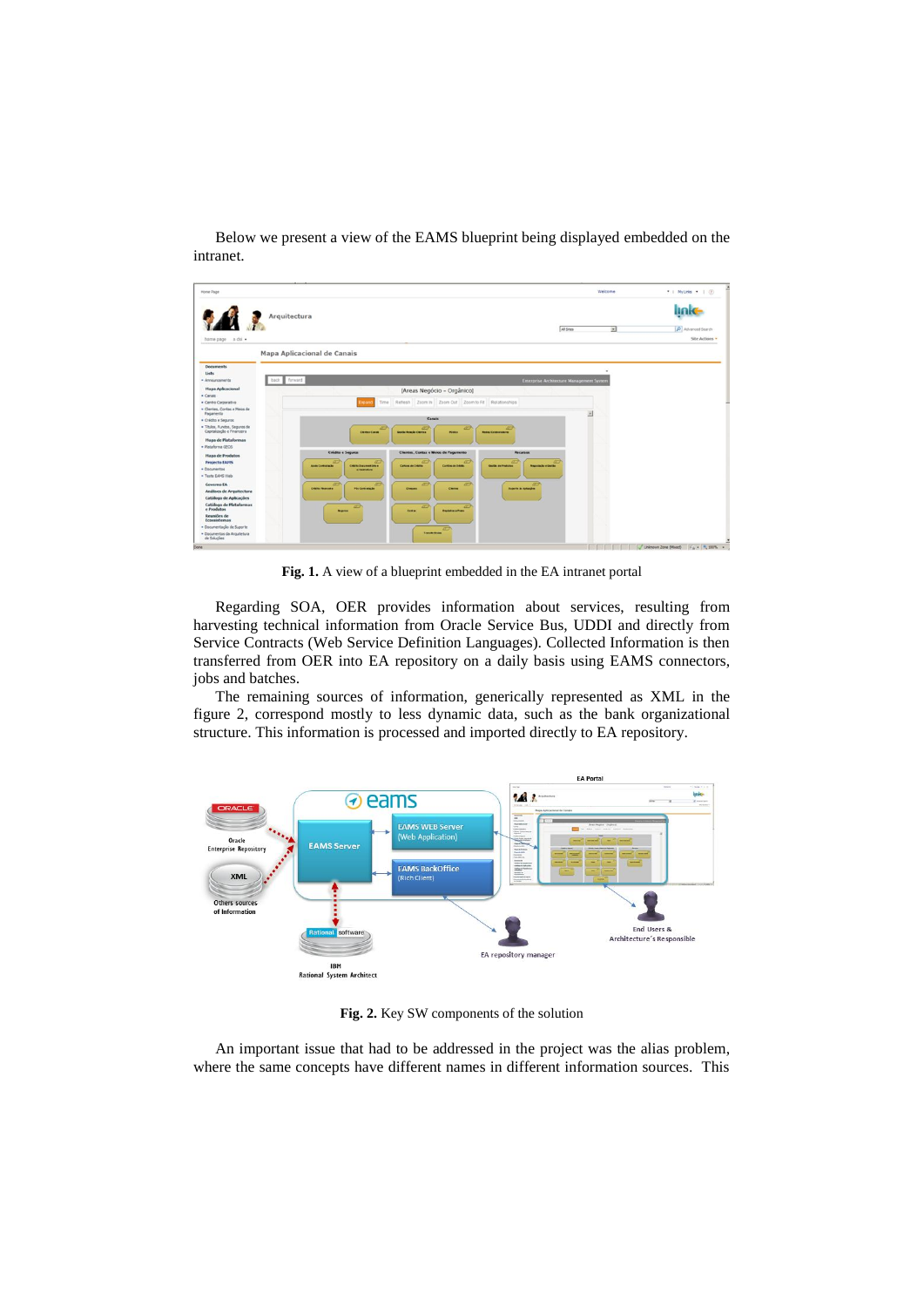Below we present a view of the EAMS blueprint being displayed embedded on the intranet.

**Fig. 1.** A view of a blueprint embedded in the EA intranet portal

Regarding SOA, OER provides information about services, resulting from harvesting technical information from Oracle Service Bus, UDDI and directly from Service Contracts (Web Service Definition Languages). Collected Information is then transferred from OER into EA repository on a daily basis using EAMS connectors, jobs and batches.

The remaining sources of information, generically represented as XML in the figure 2, correspond mostly to less dynamic data, such as the bank organizational structure. This information is processed and imported directly to EA repository.

**Fig. 2.** Key SW components of the solution

An important issue that had to be addressed in the project was the alias problem, where the same concepts have different names in different information sources. This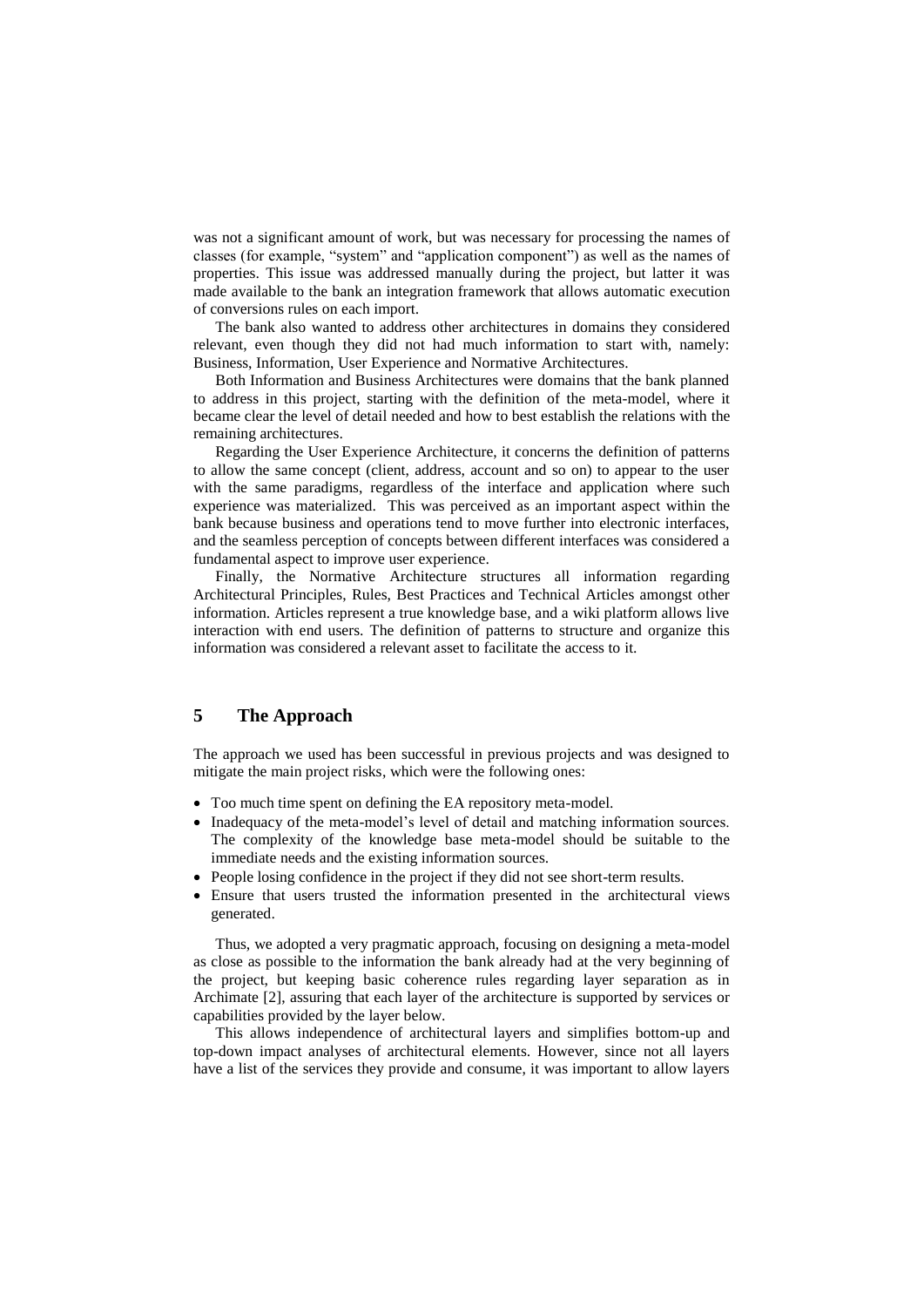was not a significant amount of work, but was necessary for processing the names of classes (for example, "system" and "application component") as well as the names of properties. This issue was addressed manually during the project, but latter it was made available to the bank an integration framework that allows automatic execution of conversions rules on each import.

The bank also wanted to address other architectures in domains they considered relevant, even though they did not had much information to start with, namely: Business, Information, User Experience and Normative Architectures.

Both Information and Business Architectures were domains that the bank planned to address in this project, starting with the definition of the meta-model, where it became clear the level of detail needed and how to best establish the relations with the remaining architectures.

Regarding the User Experience Architecture, it concerns the definition of patterns to allow the same concept (client, address, account and so on) to appear to the user with the same paradigms, regardless of the interface and application where such experience was materialized. This was perceived as an important aspect within the bank because business and operations tend to move further into electronic interfaces, and the seamless perception of concepts between different interfaces was considered a fundamental aspect to improve user experience.

Finally, the Normative Architecture structures all information regarding Architectural Principles, Rules, Best Practices and Technical Articles amongst other information. Articles represent a true knowledge base, and a wiki platform allows live interaction with end users. The definition of patterns to structure and organize this information was considered a relevant asset to facilitate the access to it.

## 5 The Approach

The approach we used has been successful in previous projects and was designed to mitigate the main project risks, which were the following ones:

- Too much time spent on defining the EA repository meta-model.
- Inadequacy of the meta-model's level of detail and matching information sources. The complexity of the knowledge base meta-model should be suitable to the immediate needs and the existing information sources.
- People losing confidence in the project if they did not see short-term results.
- Ensure that users trusted the information presented in the architectural views generated.

Thus, we adopted a very pragmatic approach, focusing on designing a meta-model as close as possible to the information the bank already had at the very beginning of the project, but keeping basic coherence rules regarding layer separation as in Archimate [2], assuring that each layer of the architecture is supported by services or capabilities provided by the layer below.

This allows independence of architectural layers and simplifies bottom-up and top-down impact analyses of architectural elements. However, since not all layers have a list of the services they provide and consume, it was important to allow layers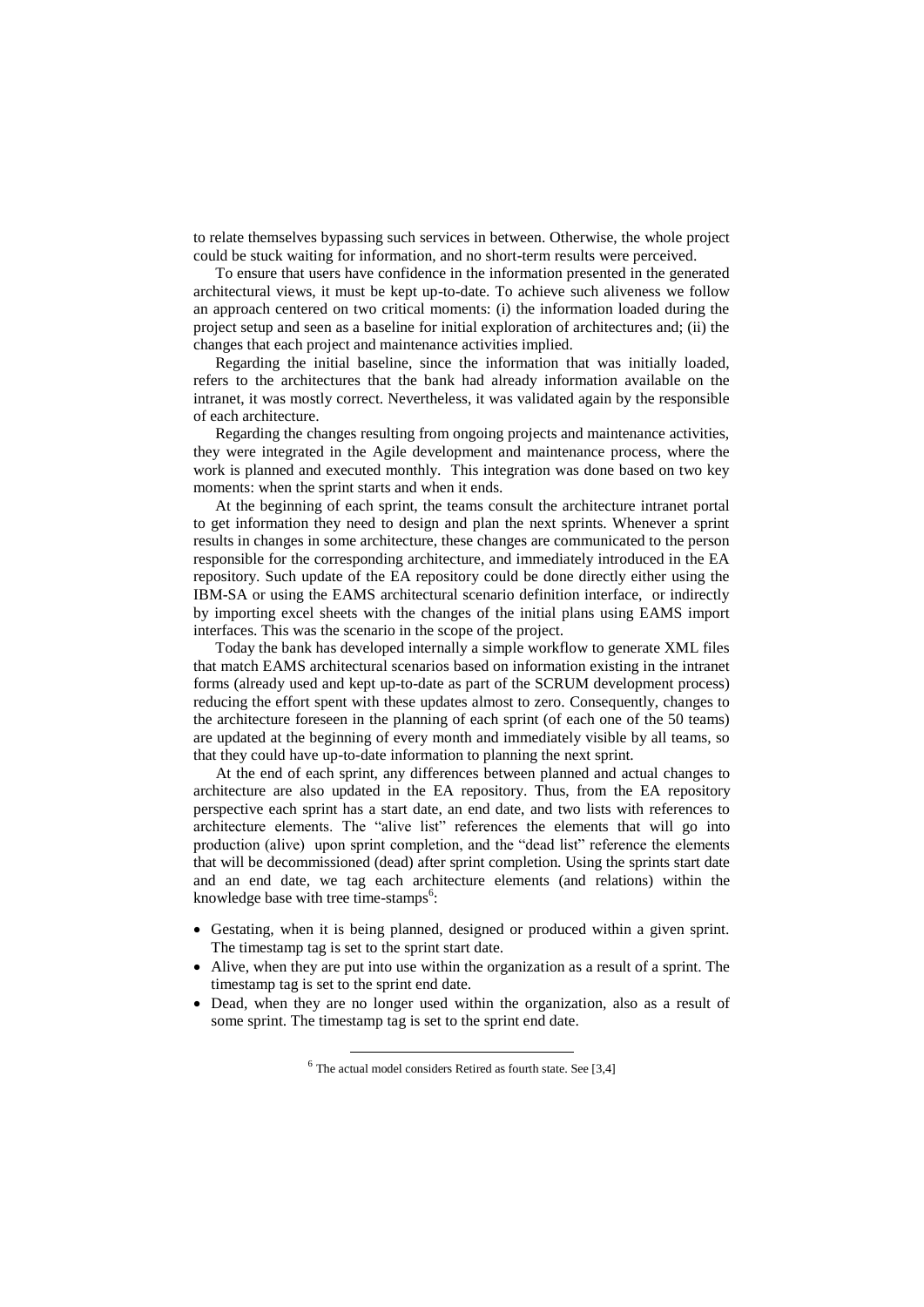to relate themselves bypassing such services in between. Otherwise, the whole project could be stuck waiting for information, and no short-term results were perceived.

To ensure that users have confidence in the information presented in the generated architectural views, it must be kept up-to-date. To achieve such aliveness we follow an approach centered on two critical moments: (i) the information loaded during the project setup and seen as a baseline for initial exploration of architectures and; (ii) the changes that each project and maintenance activities implied.

Regarding the initial baseline, since the information that was initially loaded, refers to the architectures that the bank had already information available on the intranet, it was mostly correct. Nevertheless, it was validated again by the responsible of each architecture.

Regarding the changes resulting from ongoing projects and maintenance activities, they were integrated in the Agile development and maintenance process, where the work is planned and executed monthly. This integration was done based on two key moments: when the sprint starts and when it ends.

At the beginning of each sprint, the teams consult the architecture intranet portal to get information they need to design and plan the next sprints. Whenever a sprint results in changes in some architecture, these changes are communicated to the person responsible for the corresponding architecture, and immediately introduced in the EA repository. Such update of the EA repository could be done directly either using the IBM-SA or using the EAMS architectural scenario definition interface, or indirectly by importing excel sheets with the changes of the initial plans using EAMS import interfaces. This was the scenario in the scope of the project.

Today the bank has developed internally a simple workflow to generate XML files that match EAMS architectural scenarios based on information existing in the intranet forms (already used and kept up-to-date as part of the SCRUM development process) reducing the effort spent with these updates almost to zero. Consequently, changes to the architecture foreseen in the planning of each sprint (of each one of the 50 teams) are updated at the beginning of every month and immediately visible by all teams, so that they could have up-to-date information to planning the next sprint.

At the end of each sprint, any differences between planned and actual changes to architecture are also updated in the EA repository. Thus, from the EA repository perspective each sprint has a start date, an end date, and two lists with references to architecture elements. The "alive list" references the elements that will go into production (alive) upon sprint completion, and the "dead list" reference the elements that will be decommissioned (dead) after sprint completion. Using the sprints start date and an end date, we tag each architecture elements (and relations) within the knowledge base with tree time-stamps[6]:

- Gestating, when it is being planned, designed or produced within a given sprint. The timestamp tag is set to the sprint start date.
- Alive, when they are put into use within the organization as a result of a sprint. The timestamp tag is set to the sprint end date.
- Dead, when they are no longer used within the organization, also as a result of some sprint. The timestamp tag is set to the sprint end date.

[6] The actual model considers Retired as fourth state. See [3,4]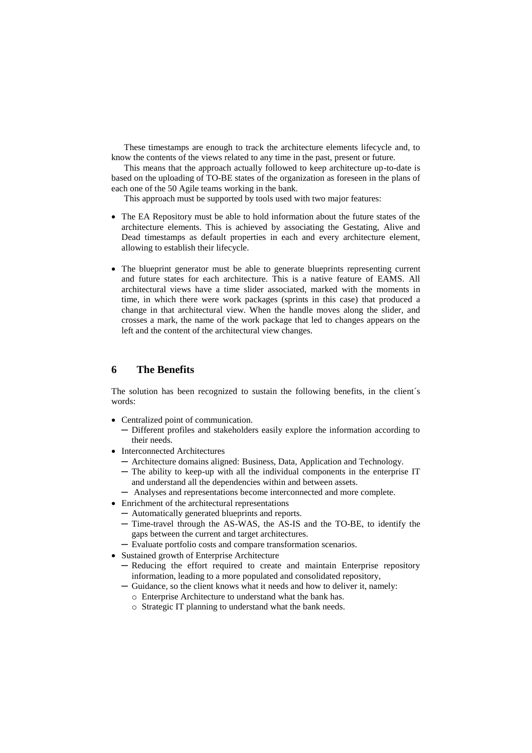These timestamps are enough to track the architecture elements lifecycle and, to know the contents of the views related to any time in the past, present or future.

This means that the approach actually followed to keep architecture up-to-date is based on the uploading of TO-BE states of the organization as foreseen in the plans of each one of the 50 Agile teams working in the bank.

This approach must be supported by tools used with two major features:

- The EA Repository must be able to hold information about the future states of the architecture elements. This is achieved by associating the Gestating, Alive and Dead timestamps as default properties in each and every architecture element, allowing to establish their lifecycle.
- The blueprint generator must be able to generate blueprints representing current and future states for each architecture. This is a native feature of EAMS. All architectural views have a time slider associated, marked with the moments in time, in which there were work packages (sprints in this case) that produced a change in that architectural view. When the handle moves along the slider, and crosses a mark, the name of the work package that led to changes appears on the left and the content of the architectural view changes.

## 6 The Benefits

The solution has been recognized to sustain the following benefits, in the client´s words:

- Centralized point of communication.
  - Different profiles and stakeholders easily explore the information according to their needs.
- Interconnected Architectures
  - Architecture domains aligned: Business, Data, Application and Technology.
  - The ability to keep-up with all the individual components in the enterprise IT and understand all the dependencies within and between assets.
  - Analyses and representations become interconnected and more complete.
- Enrichment of the architectural representations
  - Automatically generated blueprints and reports.
  - Time-travel through the AS-WAS, the AS-IS and the TO-BE, to identify the gaps between the current and target architectures.
  - Evaluate portfolio costs and compare transformation scenarios.
- Sustained growth of Enterprise Architecture
  - Reducing the effort required to create and maintain Enterprise repository information, leading to a more populated and consolidated repository,
  - Guidance, so the client knows what it needs and how to deliver it, namely:
    - Enterprise Architecture to understand what the bank has.
    - Strategic IT planning to understand what the bank needs.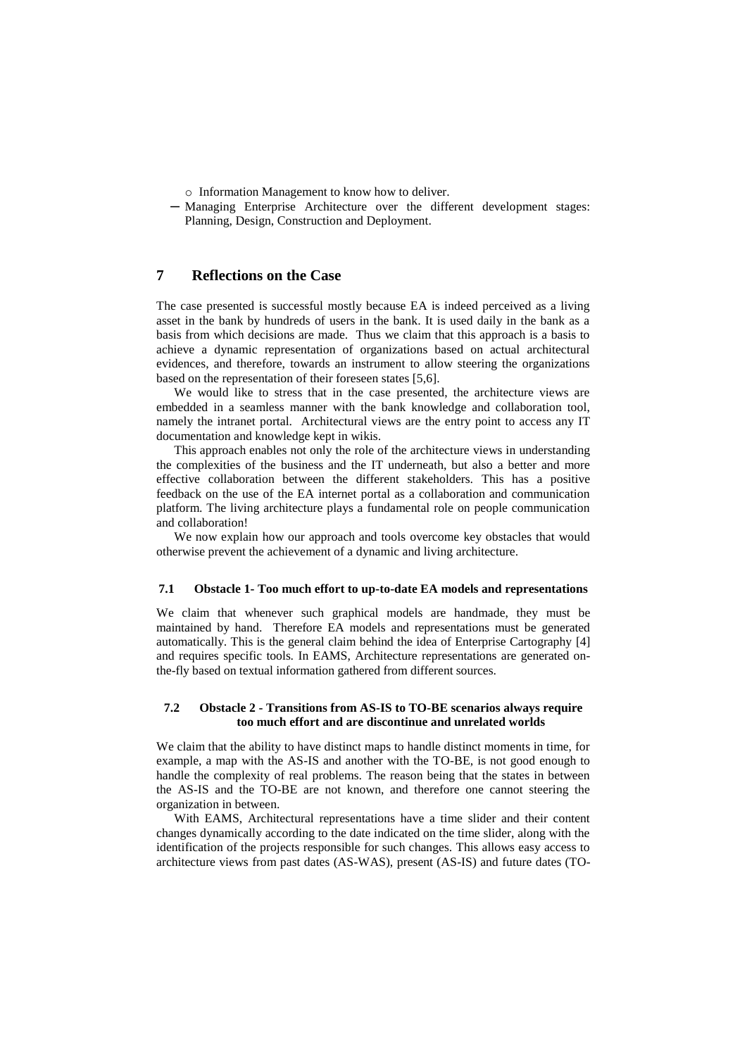- Information Management to know how to deliver.
- Managing Enterprise Architecture over the different development stages: Planning, Design, Construction and Deployment.

## 7 Reflections on the Case

The case presented is successful mostly because EA is indeed perceived as a living asset in the bank by hundreds of users in the bank. It is used daily in the bank as a basis from which decisions are made. Thus we claim that this approach is a basis to achieve a dynamic representation of organizations based on actual architectural evidences, and therefore, towards an instrument to allow steering the organizations based on the representation of their foreseen states [5,6].

We would like to stress that in the case presented, the architecture views are embedded in a seamless manner with the bank knowledge and collaboration tool, namely the intranet portal. Architectural views are the entry point to access any IT documentation and knowledge kept in wikis.

This approach enables not only the role of the architecture views in understanding the complexities of the business and the IT underneath, but also a better and more effective collaboration between the different stakeholders. This has a positive feedback on the use of the EA internet portal as a collaboration and communication platform. The living architecture plays a fundamental role on people communication and collaboration!

We now explain how our approach and tools overcome key obstacles that would otherwise prevent the achievement of a dynamic and living architecture.

### 7.1 Obstacle 1- Too much effort to up-to-date EA models and representations

We claim that whenever such graphical models are handmade, they must be maintained by hand. Therefore EA models and representations must be generated automatically. This is the general claim behind the idea of Enterprise Cartography [4] and requires specific tools. In EAMS, Architecture representations are generated on-the-fly based on textual information gathered from different sources.

### 7.2 Obstacle 2 - Transitions from AS-IS to TO-BE scenarios always require too much effort and are discontinue and unrelated worlds

We claim that the ability to have distinct maps to handle distinct moments in time, for example, a map with the AS-IS and another with the TO-BE, is not good enough to handle the complexity of real problems. The reason being that the states in between the AS-IS and the TO-BE are not known, and therefore one cannot steering the organization in between.

With EAMS, Architectural representations have a time slider and their content changes dynamically according to the date indicated on the time slider, along with the identification of the projects responsible for such changes. This allows easy access to architecture views from past dates (AS-WAS), present (AS-IS) and future dates (TO-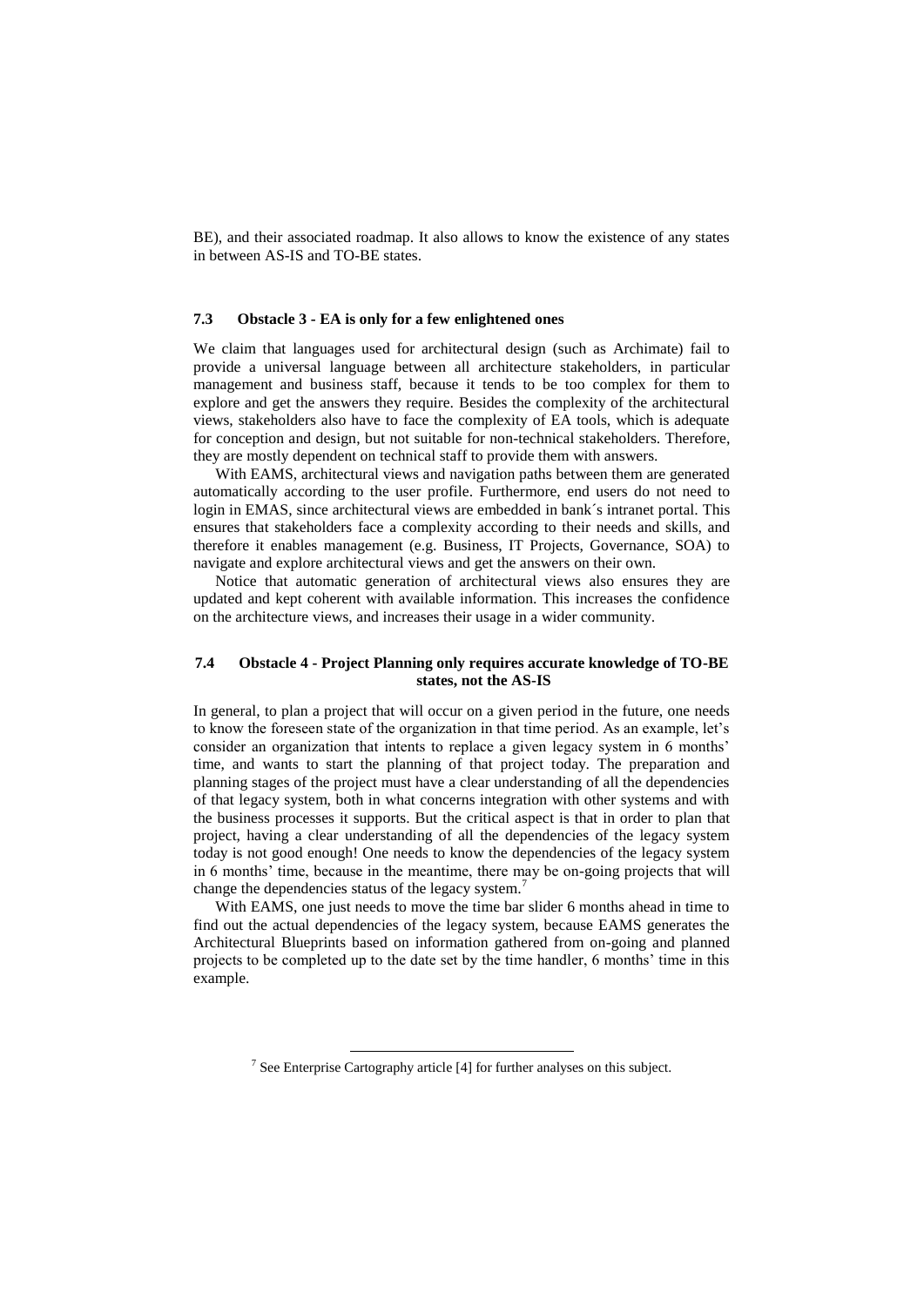BE), and their associated roadmap. It also allows to know the existence of any states in between AS-IS and TO-BE states.

### 7.3 Obstacle 3 - EA is only for a few enlightened ones

We claim that languages used for architectural design (such as Archimate) fail to provide a universal language between all architecture stakeholders, in particular management and business staff, because it tends to be too complex for them to explore and get the answers they require. Besides the complexity of the architectural views, stakeholders also have to face the complexity of EA tools, which is adequate for conception and design, but not suitable for non-technical stakeholders. Therefore, they are mostly dependent on technical staff to provide them with answers.

With EAMS, architectural views and navigation paths between them are generated automatically according to the user profile. Furthermore, end users do not need to login in EMAS, since architectural views are embedded in bank´s intranet portal. This ensures that stakeholders face a complexity according to their needs and skills, and therefore it enables management (e.g. Business, IT Projects, Governance, SOA) to navigate and explore architectural views and get the answers on their own.

Notice that automatic generation of architectural views also ensures they are updated and kept coherent with available information. This increases the confidence on the architecture views, and increases their usage in a wider community.

### 7.4 Obstacle 4 - Project Planning only requires accurate knowledge of TO-BE states, not the AS-IS

In general, to plan a project that will occur on a given period in the future, one needs to know the foreseen state of the organization in that time period. As an example, let's consider an organization that intents to replace a given legacy system in 6 months' time, and wants to start the planning of that project today. The preparation and planning stages of the project must have a clear understanding of all the dependencies of that legacy system, both in what concerns integration with other systems and with the business processes it supports. But the critical aspect is that in order to plan that project, having a clear understanding of all the dependencies of the legacy system today is not good enough! One needs to know the dependencies of the legacy system in 6 months' time, because in the meantime, there may be on-going projects that will change the dependencies status of the legacy system.[7]

With EAMS, one just needs to move the time bar slider 6 months ahead in time to find out the actual dependencies of the legacy system, because EAMS generates the Architectural Blueprints based on information gathered from on-going and planned projects to be completed up to the date set by the time handler, 6 months' time in this example.

---

[7] See Enterprise Cartography article [4] for further analyses on this subject.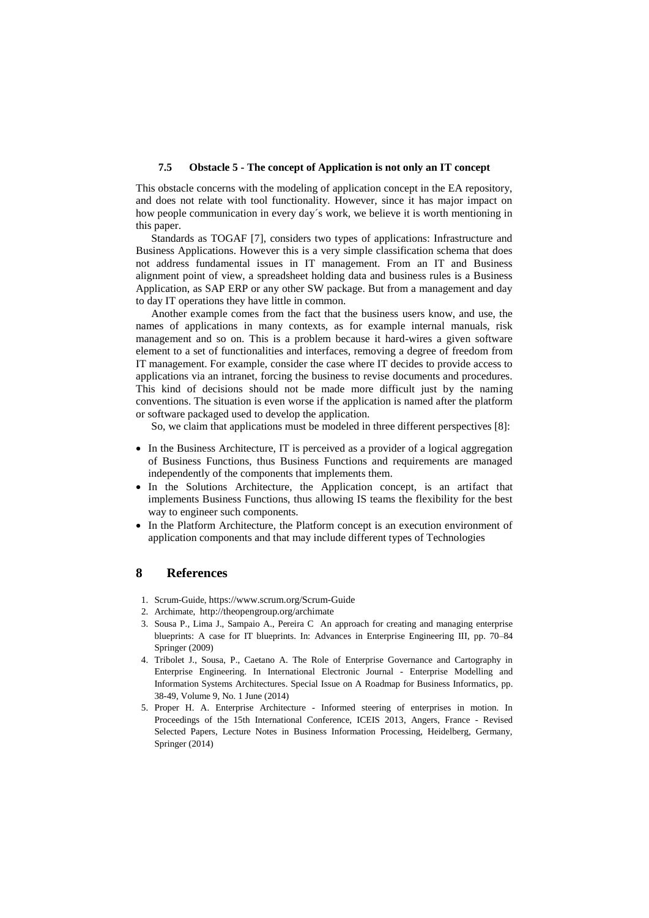### 7.5 Obstacle 5 - The concept of Application is not only an IT concept

This obstacle concerns with the modeling of application concept in the EA repository, and does not relate with tool functionality. However, since it has major impact on how people communication in every day´s work, we believe it is worth mentioning in this paper.

Standards as TOGAF [7], considers two types of applications: Infrastructure and Business Applications. However this is a very simple classification schema that does not address fundamental issues in IT management. From an IT and Business alignment point of view, a spreadsheet holding data and business rules is a Business Application, as SAP ERP or any other SW package. But from a management and day to day IT operations they have little in common.

Another example comes from the fact that the business users know, and use, the names of applications in many contexts, as for example internal manuals, risk management and so on. This is a problem because it hard-wires a given software element to a set of functionalities and interfaces, removing a degree of freedom from IT management. For example, consider the case where IT decides to provide access to applications via an intranet, forcing the business to revise documents and procedures. This kind of decisions should not be made more difficult just by the naming conventions. The situation is even worse if the application is named after the platform or software packaged used to develop the application.

So, we claim that applications must be modeled in three different perspectives [8]:

- In the Business Architecture, IT is perceived as a provider of a logical aggregation of Business Functions, thus Business Functions and requirements are managed independently of the components that implements them.
- In the Solutions Architecture, the Application concept, is an artifact that implements Business Functions, thus allowing IS teams the flexibility for the best way to engineer such components.
- In the Platform Architecture, the Platform concept is an execution environment of application components and that may include different types of Technologies

# 8 References

1. Scrum-Guide, https://www.scrum.org/Scrum-Guide
2. Archimate, http://theopengroup.org/archimate
3. Sousa P., Lima J., Sampaio A., Pereira C An approach for creating and managing enterprise blueprints: A case for IT blueprints. In: Advances in Enterprise Engineering III, pp. 70–84 Springer (2009)
4. Tribolet J., Sousa, P., Caetano A. The Role of Enterprise Governance and Cartography in Enterprise Engineering. In International Electronic Journal - Enterprise Modelling and Information Systems Architectures. Special Issue on A Roadmap for Business Informatics, pp. 38-49, Volume 9, No. 1 June (2014)
5. Proper H. A. Enterprise Architecture - Informed steering of enterprises in motion. In Proceedings of the 15th International Conference, ICEIS 2013, Angers, France - Revised Selected Papers, Lecture Notes in Business Information Processing, Heidelberg, Germany, Springer (2014)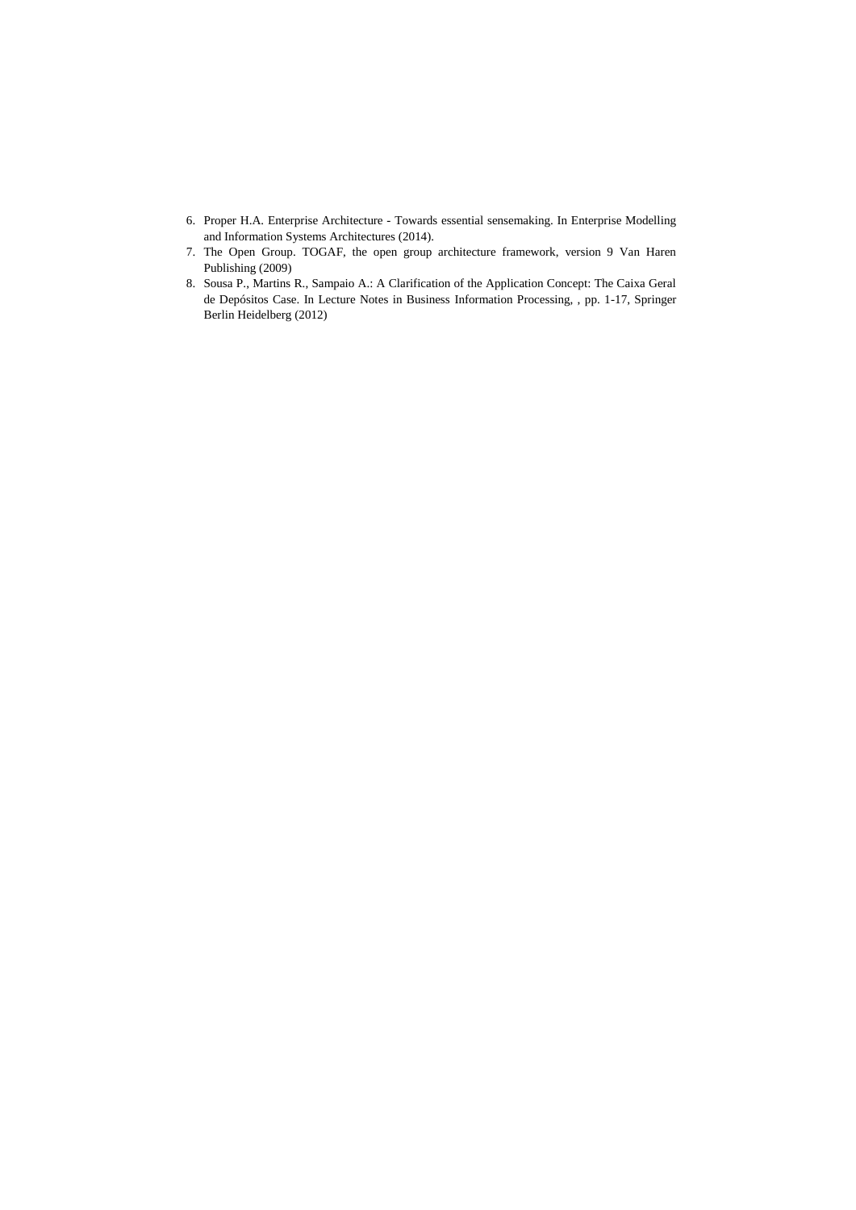6. Proper H.A. Enterprise Architecture - Towards essential sensemaking. In Enterprise Modelling and Information Systems Architectures (2014).
7. The Open Group. TOGAF, the open group architecture framework, version 9 Van Haren Publishing (2009)
8. Sousa P., Martins R., Sampaio A.: A Clarification of the Application Concept: The Caixa Geral de Depósitos Case. In Lecture Notes in Business Information Processing, , pp. 1-17, Springer Berlin Heidelberg (2012)